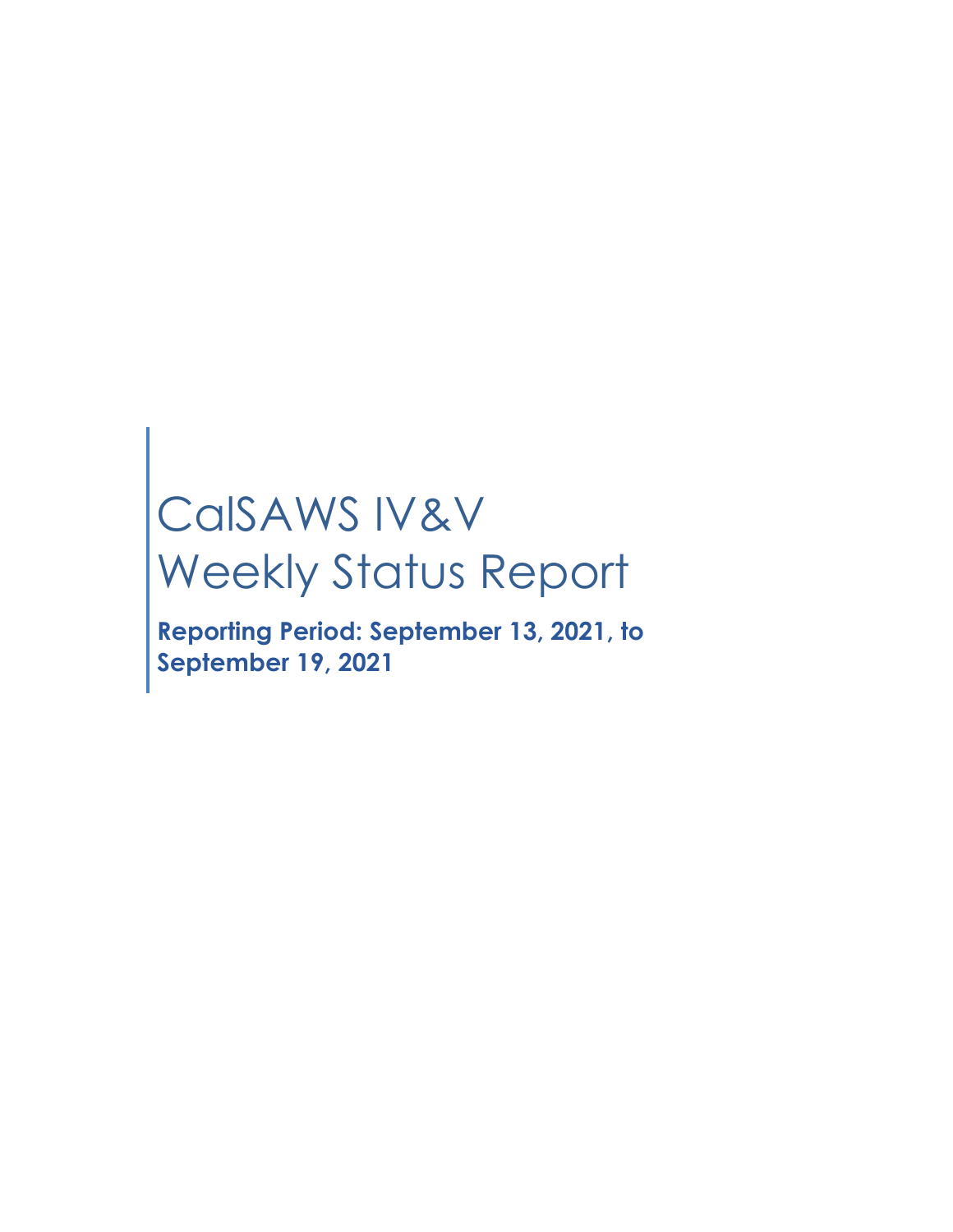# CalSAWS IV&V Weekly Status Report

**Reporting Period: September 13, 2021, to September 19, 2021**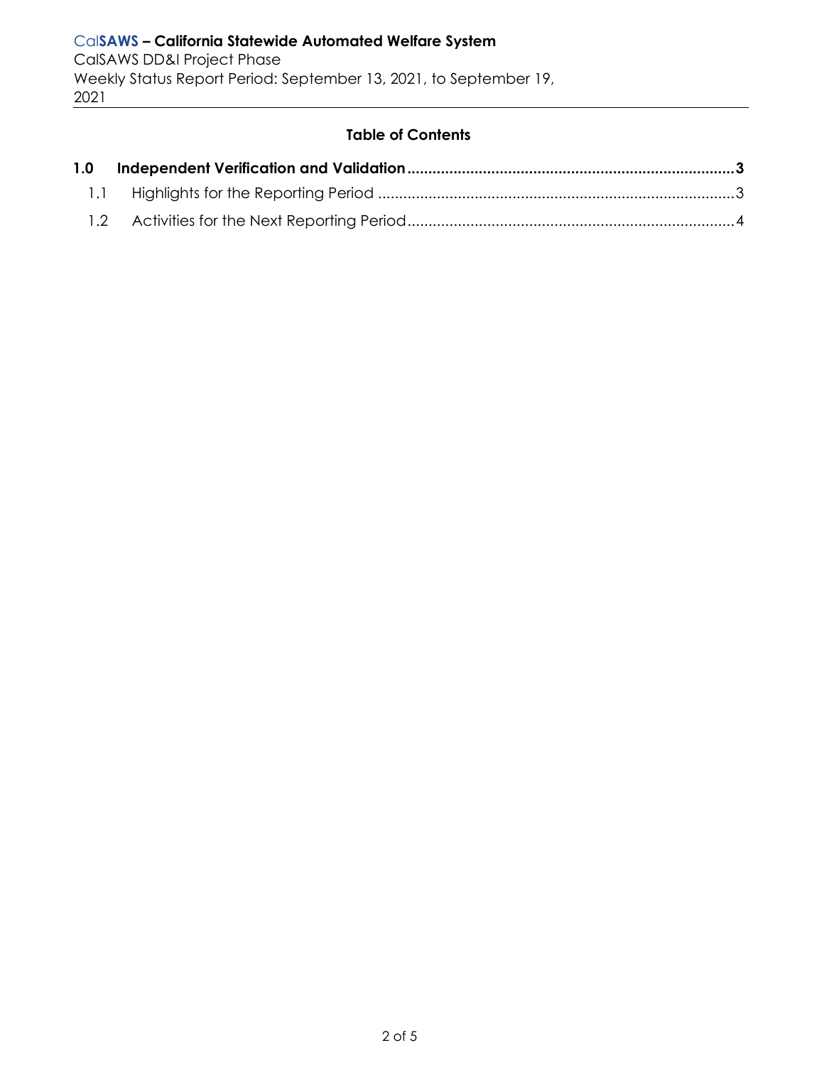**Table of Contents**

**1.0 Independent Verification and Validation ..... 3**

1.1 Highlights for the Reporting Period ..... 3

1.2 Activities for the Next Reporting Period ..... 4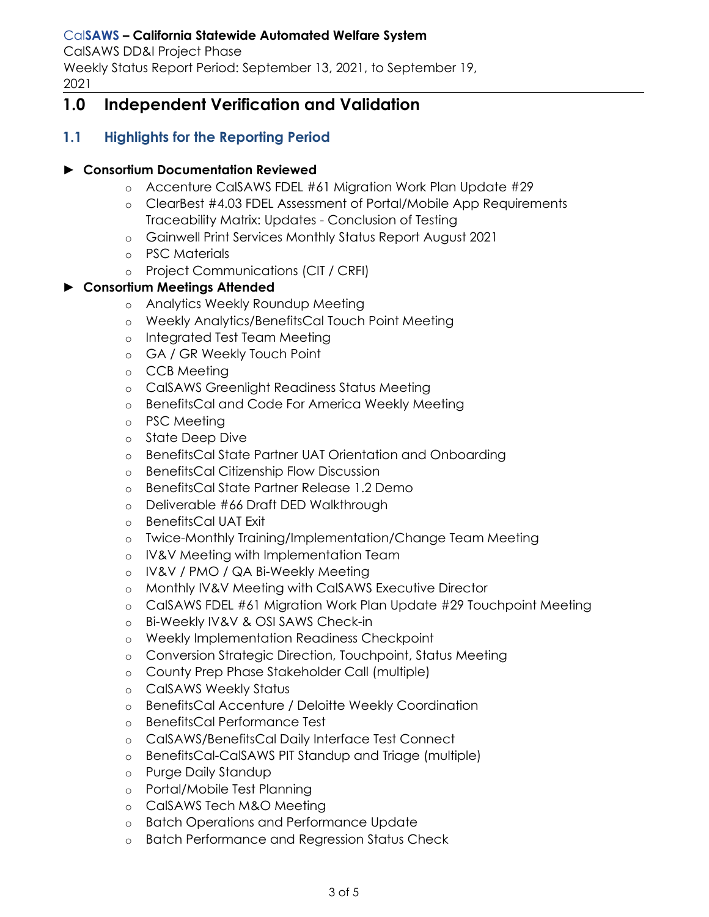# 1.0 Independent Verification and Validation

## 1.1 Highlights for the Reporting Period

► **Consortium Documentation Reviewed**

- Accenture CalSAWS FDEL #61 Migration Work Plan Update #29
- ClearBest #4.03 FDEL Assessment of Portal/Mobile App Requirements Traceability Matrix: Updates - Conclusion of Testing
- Gainwell Print Services Monthly Status Report August 2021
- PSC Materials
- Project Communications (CIT / CRFI)

► **Consortium Meetings Attended**

- Analytics Weekly Roundup Meeting
- Weekly Analytics/BenefitsCal Touch Point Meeting
- Integrated Test Team Meeting
- GA / GR Weekly Touch Point
- CCB Meeting
- CalSAWS Greenlight Readiness Status Meeting
- BenefitsCal and Code For America Weekly Meeting
- PSC Meeting
- State Deep Dive
- BenefitsCal State Partner UAT Orientation and Onboarding
- BenefitsCal Citizenship Flow Discussion
- BenefitsCal State Partner Release 1.2 Demo
- Deliverable #66 Draft DED Walkthrough
- BenefitsCal UAT Exit
- Twice-Monthly Training/Implementation/Change Team Meeting
- IV&V Meeting with Implementation Team
- IV&V / PMO / QA Bi-Weekly Meeting
- Monthly IV&V Meeting with CalSAWS Executive Director
- CalSAWS FDEL #61 Migration Work Plan Update #29 Touchpoint Meeting
- Bi-Weekly IV&V & OSI SAWS Check-in
- Weekly Implementation Readiness Checkpoint
- Conversion Strategic Direction, Touchpoint, Status Meeting
- County Prep Phase Stakeholder Call (multiple)
- CalSAWS Weekly Status
- BenefitsCal Accenture / Deloitte Weekly Coordination
- BenefitsCal Performance Test
- CalSAWS/BenefitsCal Daily Interface Test Connect
- BenefitsCal-CalSAWS PIT Standup and Triage (multiple)
- Purge Daily Standup
- Portal/Mobile Test Planning
- CalSAWS Tech M&O Meeting
- Batch Operations and Performance Update
- Batch Performance and Regression Status Check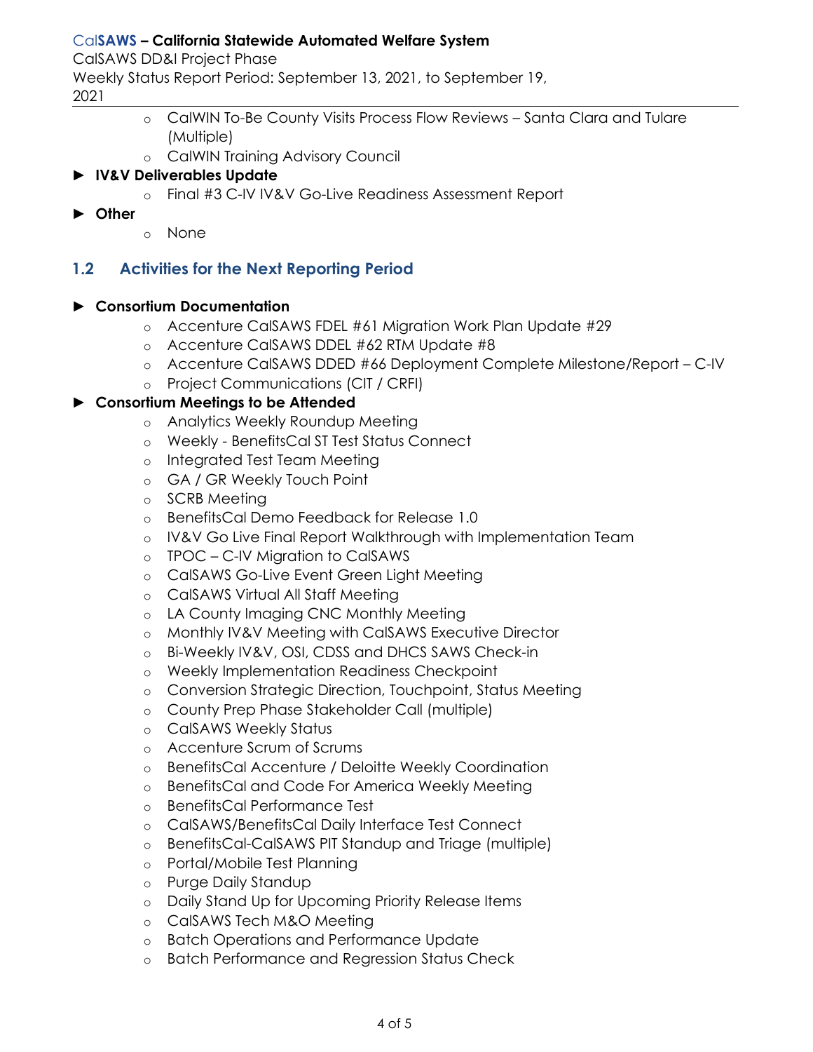- CalWIN To-Be County Visits Process Flow Reviews – Santa Clara and Tulare (Multiple)
- CalWIN Training Advisory Council

► **IV&V Deliverables Update**

- Final #3 C-IV IV&V Go-Live Readiness Assessment Report

► **Other**

- None

## 1.2 Activities for the Next Reporting Period

► **Consortium Documentation**

- Accenture CalSAWS FDEL #61 Migration Work Plan Update #29
- Accenture CalSAWS DDEL #62 RTM Update #8
- Accenture CalSAWS DDED #66 Deployment Complete Milestone/Report – C-IV
- Project Communications (CIT / CRFI)

► **Consortium Meetings to be Attended**

- Analytics Weekly Roundup Meeting
- Weekly - BenefitsCal ST Test Status Connect
- Integrated Test Team Meeting
- GA / GR Weekly Touch Point
- SCRB Meeting
- BenefitsCal Demo Feedback for Release 1.0
- IV&V Go Live Final Report Walkthrough with Implementation Team
- TPOC – C-IV Migration to CalSAWS
- CalSAWS Go-Live Event Green Light Meeting
- CalSAWS Virtual All Staff Meeting
- LA County Imaging CNC Monthly Meeting
- Monthly IV&V Meeting with CalSAWS Executive Director
- Bi-Weekly IV&V, OSI, CDSS and DHCS SAWS Check-in
- Weekly Implementation Readiness Checkpoint
- Conversion Strategic Direction, Touchpoint, Status Meeting
- County Prep Phase Stakeholder Call (multiple)
- CalSAWS Weekly Status
- Accenture Scrum of Scrums
- BenefitsCal Accenture / Deloitte Weekly Coordination
- BenefitsCal and Code For America Weekly Meeting
- BenefitsCal Performance Test
- CalSAWS/BenefitsCal Daily Interface Test Connect
- BenefitsCal-CalSAWS PIT Standup and Triage (multiple)
- Portal/Mobile Test Planning
- Purge Daily Standup
- Daily Stand Up for Upcoming Priority Release Items
- CalSAWS Tech M&O Meeting
- Batch Operations and Performance Update
- Batch Performance and Regression Status Check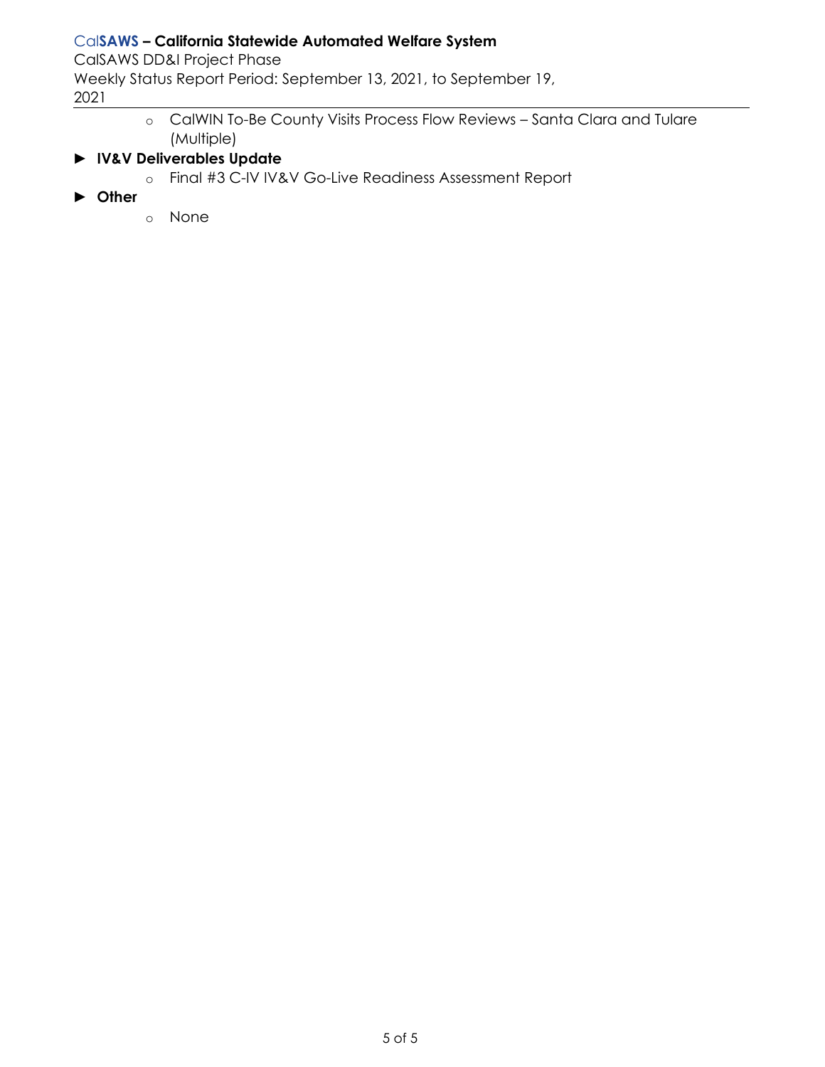- CalWIN To-Be County Visits Process Flow Reviews – Santa Clara and Tulare (Multiple)

► **IV&V Deliverables Update**

- Final #3 C-IV IV&V Go-Live Readiness Assessment Report

► **Other**

- None